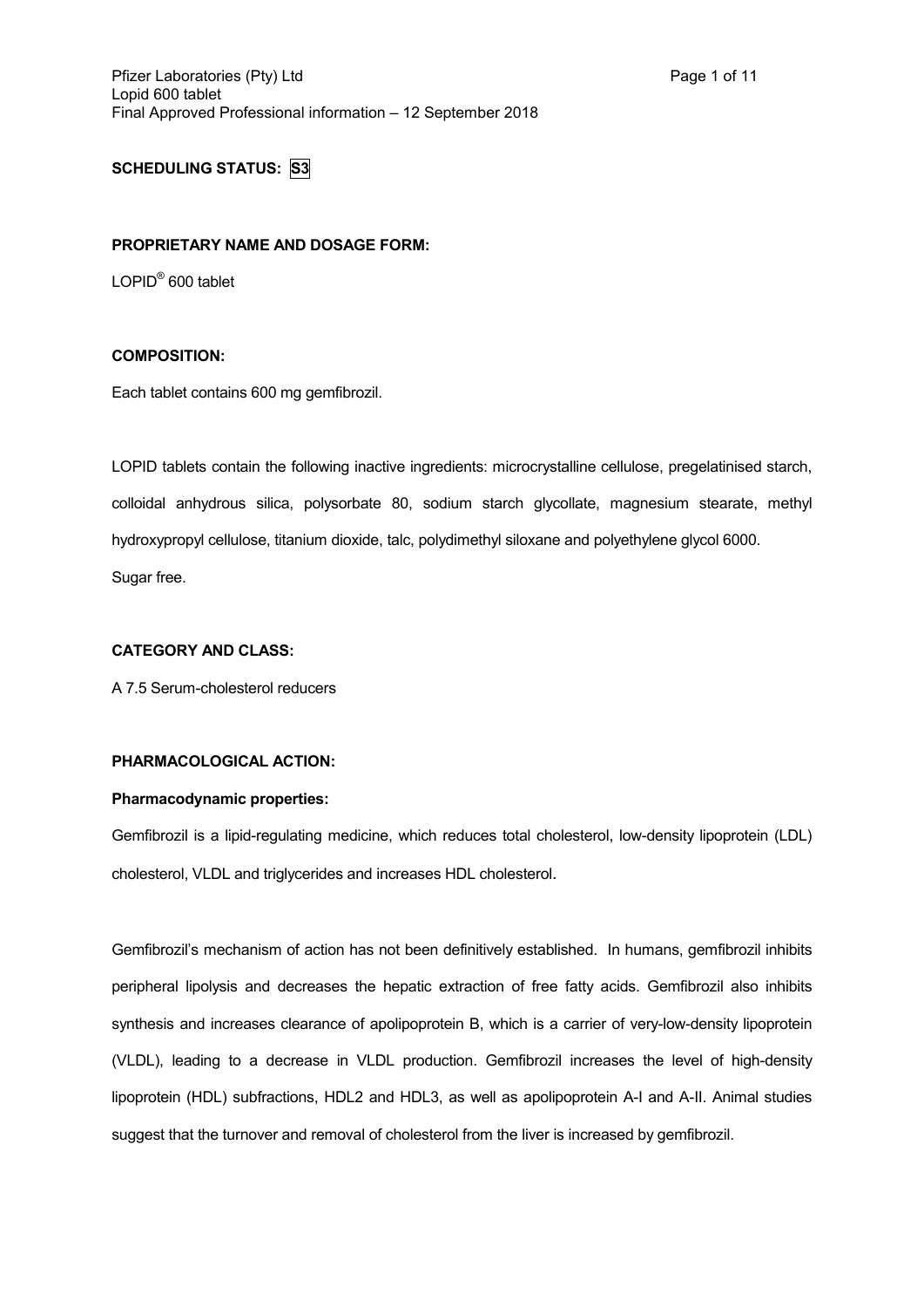**SCHEDULING STATUS:** S3

**PROPRIETARY NAME AND DOSAGE FORM:**

LOPID® 600 tablet

**COMPOSITION:**

Each tablet contains 600 mg gemfibrozil.

LOPID tablets contain the following inactive ingredients: microcrystalline cellulose, pregelatinised starch, colloidal anhydrous silica, polysorbate 80, sodium starch glycollate, magnesium stearate, methyl hydroxypropyl cellulose, titanium dioxide, talc, polydimethyl siloxane and polyethylene glycol 6000.

Sugar free.

**CATEGORY AND CLASS:**

A 7.5 Serum-cholesterol reducers

**PHARMACOLOGICAL ACTION:**

**Pharmacodynamic properties:**

Gemfibrozil is a lipid-regulating medicine, which reduces total cholesterol, low-density lipoprotein (LDL) cholesterol, VLDL and triglycerides and increases HDL cholesterol.

Gemfibrozil's mechanism of action has not been definitively established. In humans, gemfibrozil inhibits peripheral lipolysis and decreases the hepatic extraction of free fatty acids. Gemfibrozil also inhibits synthesis and increases clearance of apolipoprotein B, which is a carrier of very-low-density lipoprotein (VLDL), leading to a decrease in VLDL production. Gemfibrozil increases the level of high-density lipoprotein (HDL) subfractions, HDL2 and HDL3, as well as apolipoprotein A-I and A-II. Animal studies suggest that the turnover and removal of cholesterol from the liver is increased by gemfibrozil.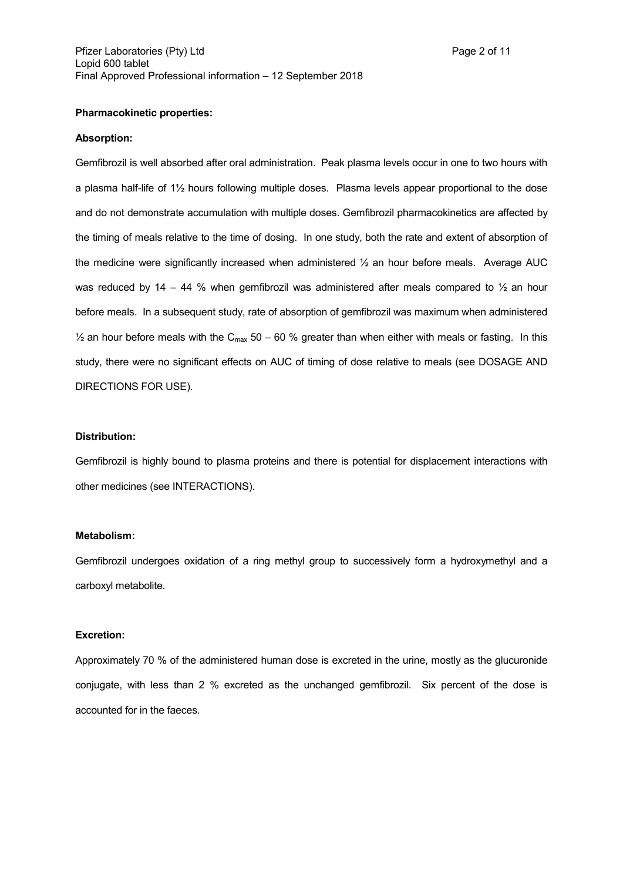**Pharmacokinetic properties:**

**Absorption:**

Gemfibrozil is well absorbed after oral administration. Peak plasma levels occur in one to two hours with a plasma half-life of 1½ hours following multiple doses. Plasma levels appear proportional to the dose and do not demonstrate accumulation with multiple doses. Gemfibrozil pharmacokinetics are affected by the timing of meals relative to the time of dosing. In one study, both the rate and extent of absorption of the medicine were significantly increased when administered ½ an hour before meals. Average AUC was reduced by 14 – 44 % when gemfibrozil was administered after meals compared to ½ an hour before meals. In a subsequent study, rate of absorption of gemfibrozil was maximum when administered ½ an hour before meals with the $C_{max}$ 50 – 60 % greater than when either with meals or fasting. In this study, there were no significant effects on AUC of timing of dose relative to meals (see DOSAGE AND DIRECTIONS FOR USE).

**Distribution:**

Gemfibrozil is highly bound to plasma proteins and there is potential for displacement interactions with other medicines (see INTERACTIONS).

**Metabolism:**

Gemfibrozil undergoes oxidation of a ring methyl group to successively form a hydroxymethyl and a carboxyl metabolite.

**Excretion:**

Approximately 70 % of the administered human dose is excreted in the urine, mostly as the glucuronide conjugate, with less than 2 % excreted as the unchanged gemfibrozil. Six percent of the dose is accounted for in the faeces.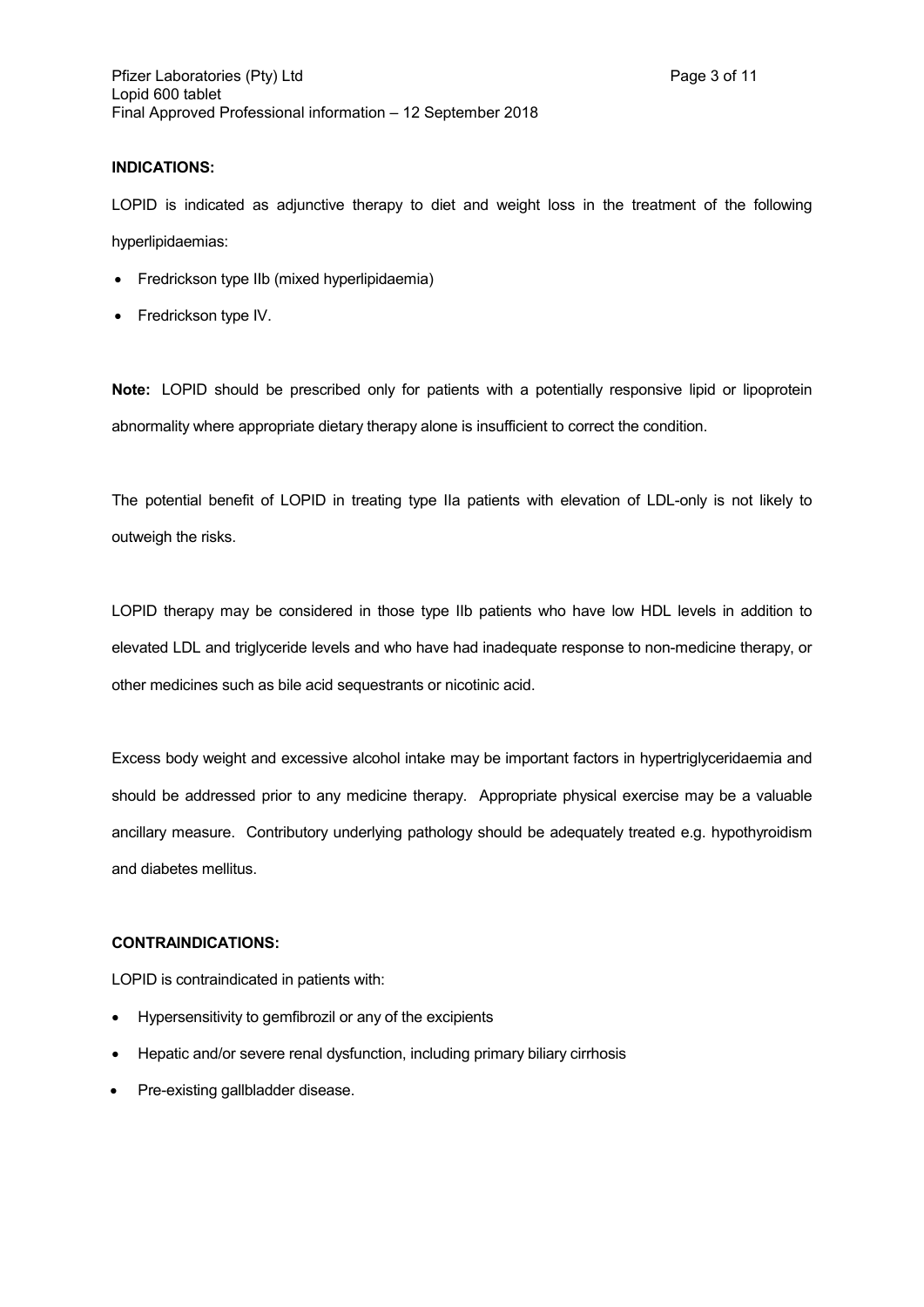**INDICATIONS:**

LOPID is indicated as adjunctive therapy to diet and weight loss in the treatment of the following hyperlipidaemias:

- Fredrickson type IIb (mixed hyperlipidaemia)
- Fredrickson type IV.

**Note:** LOPID should be prescribed only for patients with a potentially responsive lipid or lipoprotein abnormality where appropriate dietary therapy alone is insufficient to correct the condition.

The potential benefit of LOPID in treating type IIa patients with elevation of LDL-only is not likely to outweigh the risks.

LOPID therapy may be considered in those type IIb patients who have low HDL levels in addition to elevated LDL and triglyceride levels and who have had inadequate response to non-medicine therapy, or other medicines such as bile acid sequestrants or nicotinic acid.

Excess body weight and excessive alcohol intake may be important factors in hypertriglyceridaemia and should be addressed prior to any medicine therapy. Appropriate physical exercise may be a valuable ancillary measure. Contributory underlying pathology should be adequately treated e.g. hypothyroidism and diabetes mellitus.

**CONTRAINDICATIONS:**

LOPID is contraindicated in patients with:

- Hypersensitivity to gemfibrozil or any of the excipients
- Hepatic and/or severe renal dysfunction, including primary biliary cirrhosis
- Pre-existing gallbladder disease.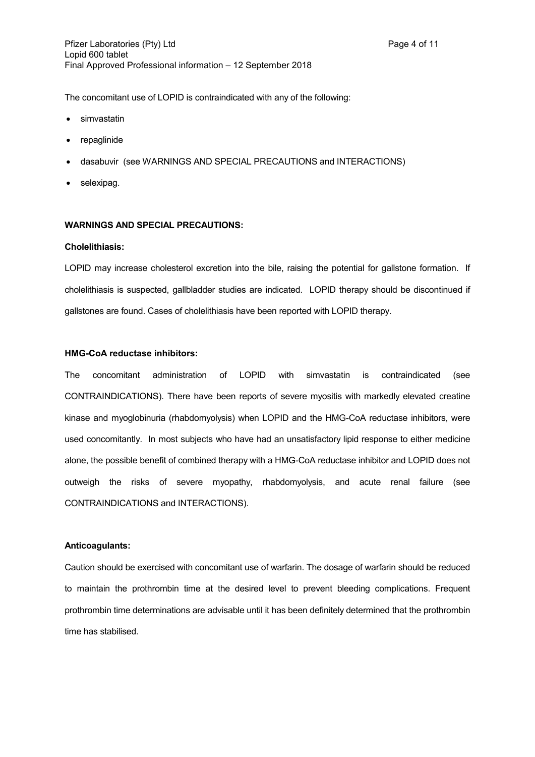The concomitant use of LOPID is contraindicated with any of the following:

- simvastatin
- repaglinide
- dasabuvir (see WARNINGS AND SPECIAL PRECAUTIONS and INTERACTIONS)
- selexipag.

**WARNINGS AND SPECIAL PRECAUTIONS:**

**Cholelithiasis:**

LOPID may increase cholesterol excretion into the bile, raising the potential for gallstone formation. If cholelithiasis is suspected, gallbladder studies are indicated. LOPID therapy should be discontinued if gallstones are found. Cases of cholelithiasis have been reported with LOPID therapy.

**HMG-CoA reductase inhibitors:**

The concomitant administration of LOPID with simvastatin is contraindicated (see CONTRAINDICATIONS). There have been reports of severe myositis with markedly elevated creatine kinase and myoglobinuria (rhabdomyolysis) when LOPID and the HMG-CoA reductase inhibitors, were used concomitantly. In most subjects who have had an unsatisfactory lipid response to either medicine alone, the possible benefit of combined therapy with a HMG-CoA reductase inhibitor and LOPID does not outweigh the risks of severe myopathy, rhabdomyolysis, and acute renal failure (see CONTRAINDICATIONS and INTERACTIONS).

**Anticoagulants:**

Caution should be exercised with concomitant use of warfarin. The dosage of warfarin should be reduced to maintain the prothrombin time at the desired level to prevent bleeding complications. Frequent prothrombin time determinations are advisable until it has been definitely determined that the prothrombin time has stabilised.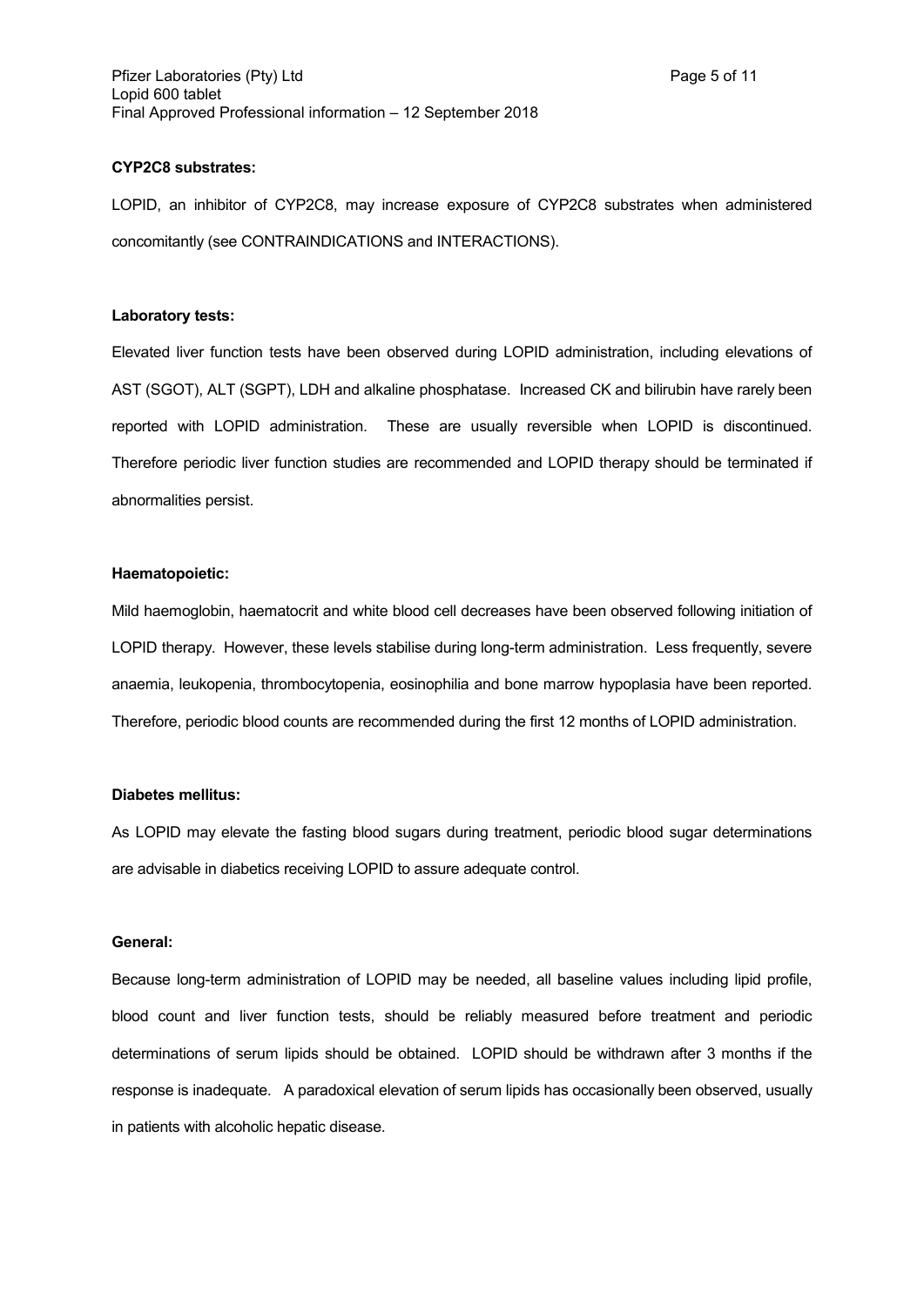**CYP2C8 substrates:**

LOPID, an inhibitor of CYP2C8, may increase exposure of CYP2C8 substrates when administered concomitantly (see CONTRAINDICATIONS and INTERACTIONS).

**Laboratory tests:**

Elevated liver function tests have been observed during LOPID administration, including elevations of AST (SGOT), ALT (SGPT), LDH and alkaline phosphatase. Increased CK and bilirubin have rarely been reported with LOPID administration. These are usually reversible when LOPID is discontinued. Therefore periodic liver function studies are recommended and LOPID therapy should be terminated if abnormalities persist.

**Haematopoietic:**

Mild haemoglobin, haematocrit and white blood cell decreases have been observed following initiation of LOPID therapy. However, these levels stabilise during long-term administration. Less frequently, severe anaemia, leukopenia, thrombocytopenia, eosinophilia and bone marrow hypoplasia have been reported. Therefore, periodic blood counts are recommended during the first 12 months of LOPID administration.

**Diabetes mellitus:**

As LOPID may elevate the fasting blood sugars during treatment, periodic blood sugar determinations are advisable in diabetics receiving LOPID to assure adequate control.

**General:**

Because long-term administration of LOPID may be needed, all baseline values including lipid profile, blood count and liver function tests, should be reliably measured before treatment and periodic determinations of serum lipids should be obtained. LOPID should be withdrawn after 3 months if the response is inadequate. A paradoxical elevation of serum lipids has occasionally been observed, usually in patients with alcoholic hepatic disease.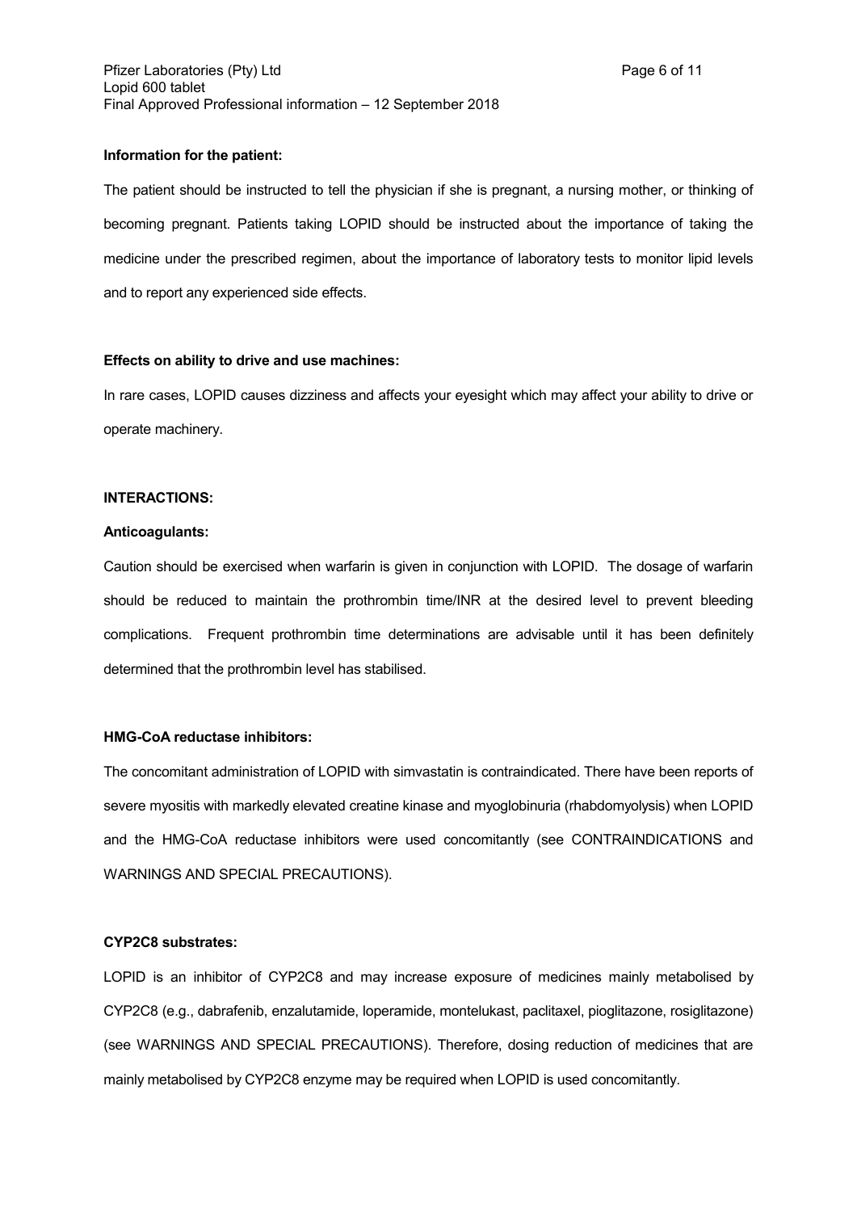**Information for the patient:**

The patient should be instructed to tell the physician if she is pregnant, a nursing mother, or thinking of becoming pregnant. Patients taking LOPID should be instructed about the importance of taking the medicine under the prescribed regimen, about the importance of laboratory tests to monitor lipid levels and to report any experienced side effects.

**Effects on ability to drive and use machines:**

In rare cases, LOPID causes dizziness and affects your eyesight which may affect your ability to drive or operate machinery.

**INTERACTIONS:**

**Anticoagulants:**

Caution should be exercised when warfarin is given in conjunction with LOPID. The dosage of warfarin should be reduced to maintain the prothrombin time/INR at the desired level to prevent bleeding complications. Frequent prothrombin time determinations are advisable until it has been definitely determined that the prothrombin level has stabilised.

**HMG-CoA reductase inhibitors:**

The concomitant administration of LOPID with simvastatin is contraindicated. There have been reports of severe myositis with markedly elevated creatine kinase and myoglobinuria (rhabdomyolysis) when LOPID and the HMG-CoA reductase inhibitors were used concomitantly (see CONTRAINDICATIONS and WARNINGS AND SPECIAL PRECAUTIONS).

**CYP2C8 substrates:**

LOPID is an inhibitor of CYP2C8 and may increase exposure of medicines mainly metabolised by CYP2C8 (e.g., dabrafenib, enzalutamide, loperamide, montelukast, paclitaxel, pioglitazone, rosiglitazone) (see WARNINGS AND SPECIAL PRECAUTIONS). Therefore, dosing reduction of medicines that are mainly metabolised by CYP2C8 enzyme may be required when LOPID is used concomitantly.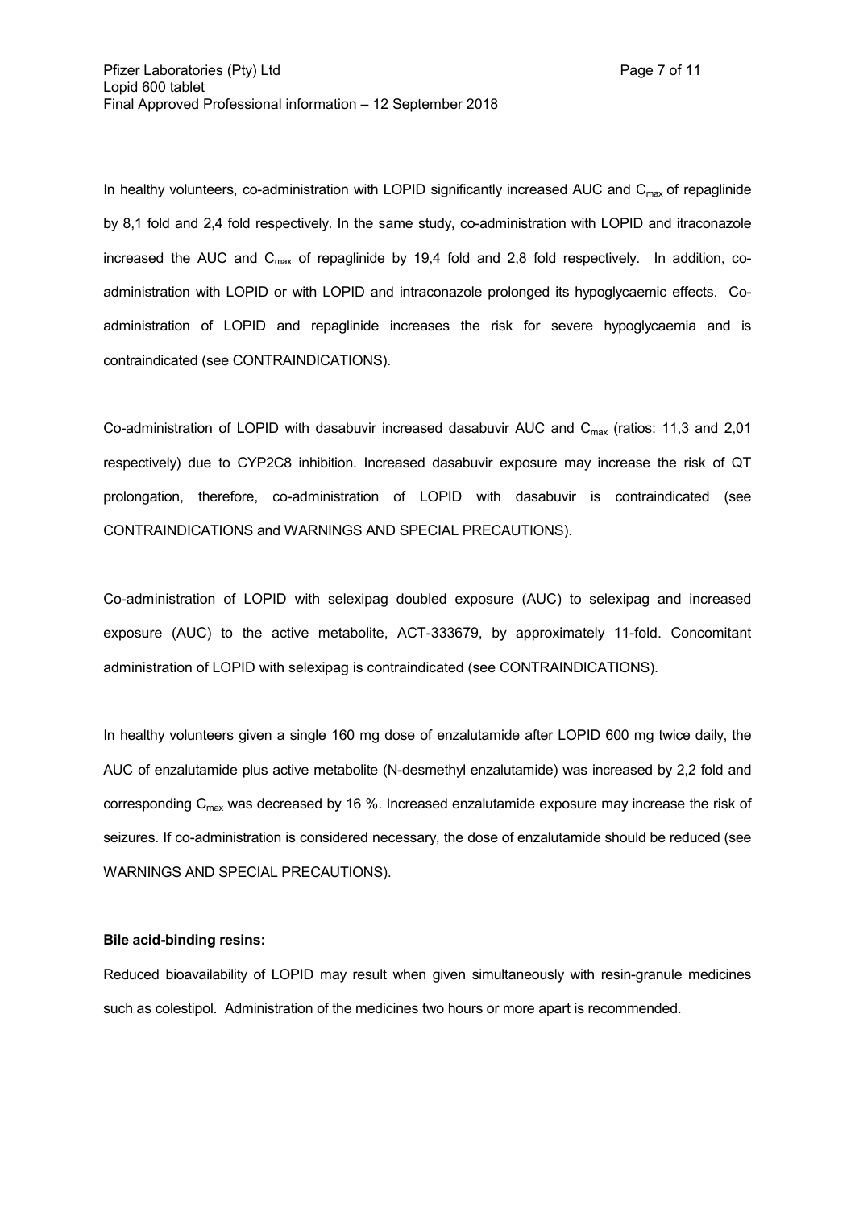In healthy volunteers, co-administration with LOPID significantly increased AUC and $C_{max}$ of repaglinide by 8,1 fold and 2,4 fold respectively. In the same study, co-administration with LOPID and itraconazole increased the AUC and $C_{max}$ of repaglinide by 19,4 fold and 2,8 fold respectively. In addition, co-administration with LOPID or with LOPID and intraconazole prolonged its hypoglycaemic effects. Co-administration of LOPID and repaglinide increases the risk for severe hypoglycaemia and is contraindicated (see CONTRAINDICATIONS).

Co-administration of LOPID with dasabuvir increased dasabuvir AUC and $C_{max}$ (ratios: 11,3 and 2,01 respectively) due to CYP2C8 inhibition. Increased dasabuvir exposure may increase the risk of QT prolongation, therefore, co-administration of LOPID with dasabuvir is contraindicated (see CONTRAINDICATIONS and WARNINGS AND SPECIAL PRECAUTIONS).

Co-administration of LOPID with selexipag doubled exposure (AUC) to selexipag and increased exposure (AUC) to the active metabolite, ACT-333679, by approximately 11-fold. Concomitant administration of LOPID with selexipag is contraindicated (see CONTRAINDICATIONS).

In healthy volunteers given a single 160 mg dose of enzalutamide after LOPID 600 mg twice daily, the AUC of enzalutamide plus active metabolite (N-desmethyl enzalutamide) was increased by 2,2 fold and corresponding $C_{max}$ was decreased by 16 %. Increased enzalutamide exposure may increase the risk of seizures. If co-administration is considered necessary, the dose of enzalutamide should be reduced (see WARNINGS AND SPECIAL PRECAUTIONS).

**Bile acid-binding resins:**

Reduced bioavailability of LOPID may result when given simultaneously with resin-granule medicines such as colestipol. Administration of the medicines two hours or more apart is recommended.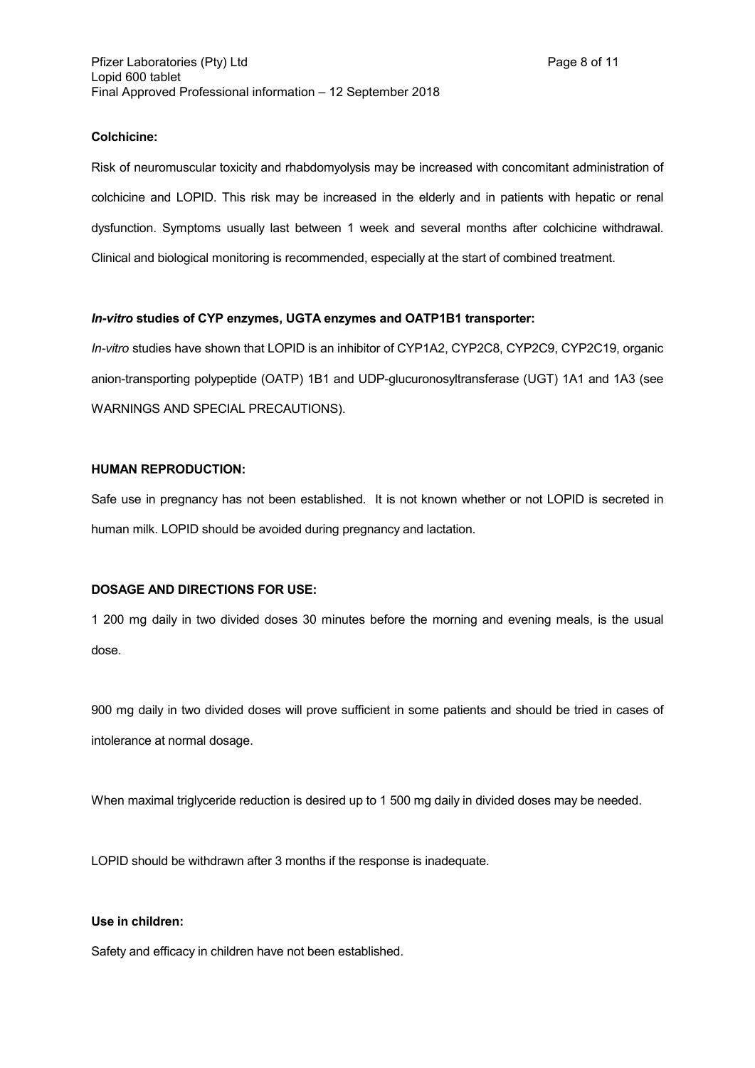**Colchicine:**

Risk of neuromuscular toxicity and rhabdomyolysis may be increased with concomitant administration of colchicine and LOPID. This risk may be increased in the elderly and in patients with hepatic or renal dysfunction. Symptoms usually last between 1 week and several months after colchicine withdrawal. Clinical and biological monitoring is recommended, especially at the start of combined treatment.

***In-vitro*** **studies of CYP enzymes, UGTA enzymes and OATP1B1 transporter:**

*In-vitro* studies have shown that LOPID is an inhibitor of CYP1A2, CYP2C8, CYP2C9, CYP2C19, organic anion-transporting polypeptide (OATP) 1B1 and UDP-glucuronosyltransferase (UGT) 1A1 and 1A3 (see WARNINGS AND SPECIAL PRECAUTIONS).

**HUMAN REPRODUCTION:**

Safe use in pregnancy has not been established. It is not known whether or not LOPID is secreted in human milk. LOPID should be avoided during pregnancy and lactation.

**DOSAGE AND DIRECTIONS FOR USE:**

1 200 mg daily in two divided doses 30 minutes before the morning and evening meals, is the usual dose.

900 mg daily in two divided doses will prove sufficient in some patients and should be tried in cases of intolerance at normal dosage.

When maximal triglyceride reduction is desired up to 1 500 mg daily in divided doses may be needed.

LOPID should be withdrawn after 3 months if the response is inadequate.

**Use in children:**

Safety and efficacy in children have not been established.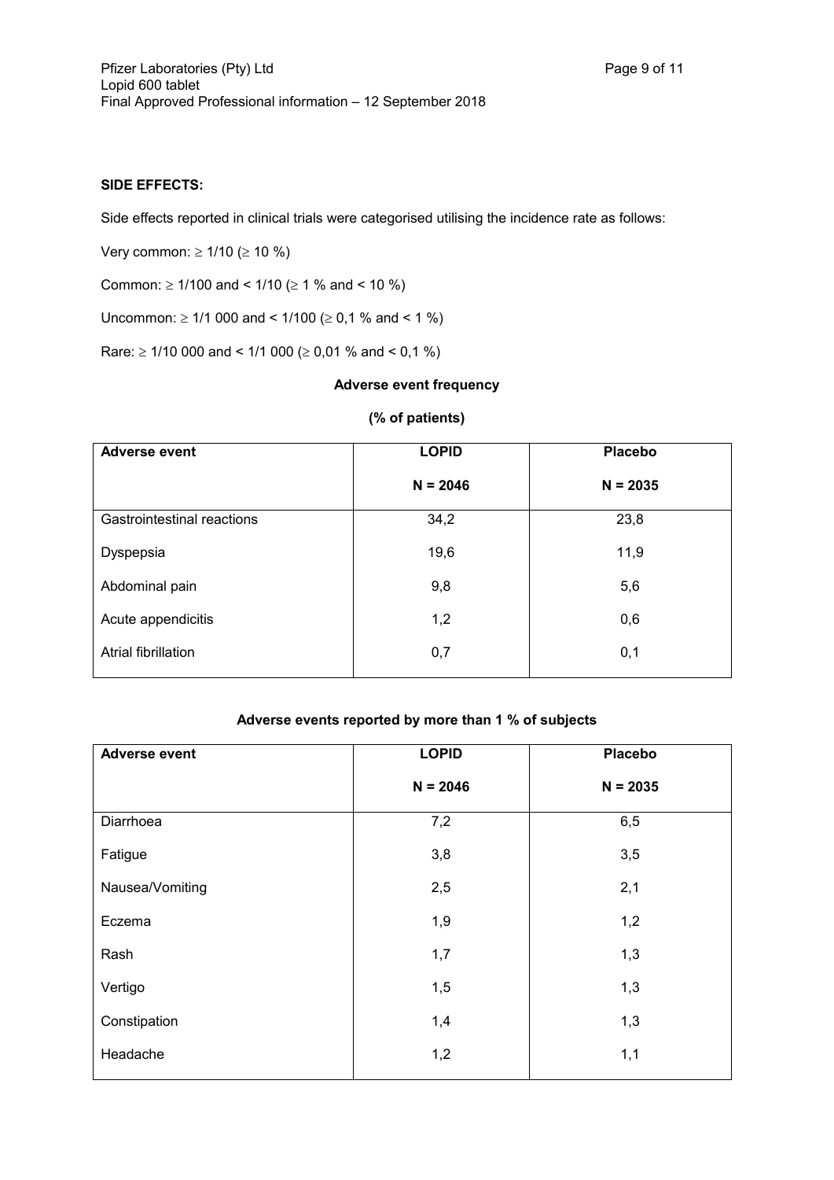**SIDE EFFECTS:**

Side effects reported in clinical trials were categorised utilising the incidence rate as follows:

Very common: ≥ 1/10 (≥ 10 %)

Common: ≥ 1/100 and < 1/10 (≥ 1 % and < 10 %)

Uncommon: ≥ 1/1 000 and < 1/100 (≥ 0,1 % and < 1 %)

Rare: ≥ 1/10 000 and < 1/1 000 (≥ 0,01 % and < 0,1 %)

**Adverse event frequency**

**(% of patients)**

| **Adverse event** | **LOPID**<br>**N = 2046** | **Placebo**<br>**N = 2035** |
|---|---|---|
| Gastrointestinal reactions | 34,2 | 23,8 |
| Dyspepsia | 19,6 | 11,9 |
| Abdominal pain | 9,8 | 5,6 |
| Acute appendicitis | 1,2 | 0,6 |
| Atrial fibrillation | 0,7 | 0,1 |

**Adverse events reported by more than 1 % of subjects**

| **Adverse event** | **LOPID**<br>**N = 2046** | **Placebo**<br>**N = 2035** |
|---|---|---|
| Diarrhoea | 7,2 | 6,5 |
| Fatigue | 3,8 | 3,5 |
| Nausea/Vomiting | 2,5 | 2,1 |
| Eczema | 1,9 | 1,2 |
| Rash | 1,7 | 1,3 |
| Vertigo | 1,5 | 1,3 |
| Constipation | 1,4 | 1,3 |
| Headache | 1,2 | 1,1 |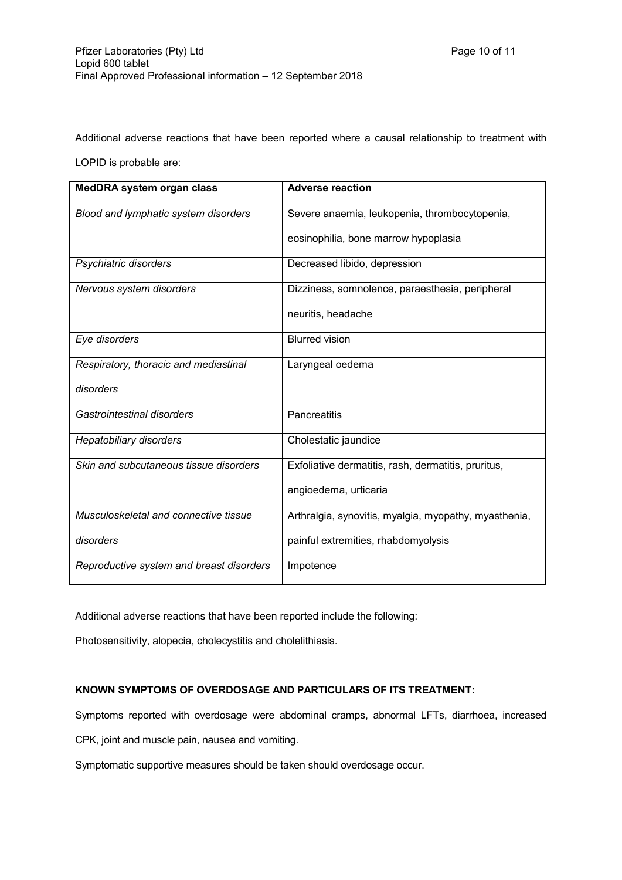Additional adverse reactions that have been reported where a causal relationship to treatment with LOPID is probable are:

| **MedDRA system organ class** | **Adverse reaction** |
|---|---|
| *Blood and lymphatic system disorders* | Severe anaemia, leukopenia, thrombocytopenia, eosinophilia, bone marrow hypoplasia |
| *Psychiatric disorders* | Decreased libido, depression |
| *Nervous system disorders* | Dizziness, somnolence, paraesthesia, peripheral neuritis, headache |
| *Eye disorders* | Blurred vision |
| *Respiratory, thoracic and mediastinal disorders* | Laryngeal oedema |
| *Gastrointestinal disorders* | Pancreatitis |
| *Hepatobiliary disorders* | Cholestatic jaundice |
| *Skin and subcutaneous tissue disorders* | Exfoliative dermatitis, rash, dermatitis, pruritus, angioedema, urticaria |
| *Musculoskeletal and connective tissue disorders* | Arthralgia, synovitis, myalgia, myopathy, myasthenia, painful extremities, rhabdomyolysis |
| *Reproductive system and breast disorders* | Impotence |

Additional adverse reactions that have been reported include the following:

Photosensitivity, alopecia, cholecystitis and cholelithiasis.

**KNOWN SYMPTOMS OF OVERDOSAGE AND PARTICULARS OF ITS TREATMENT:**

Symptoms reported with overdosage were abdominal cramps, abnormal LFTs, diarrhoea, increased CPK, joint and muscle pain, nausea and vomiting.

Symptomatic supportive measures should be taken should overdosage occur.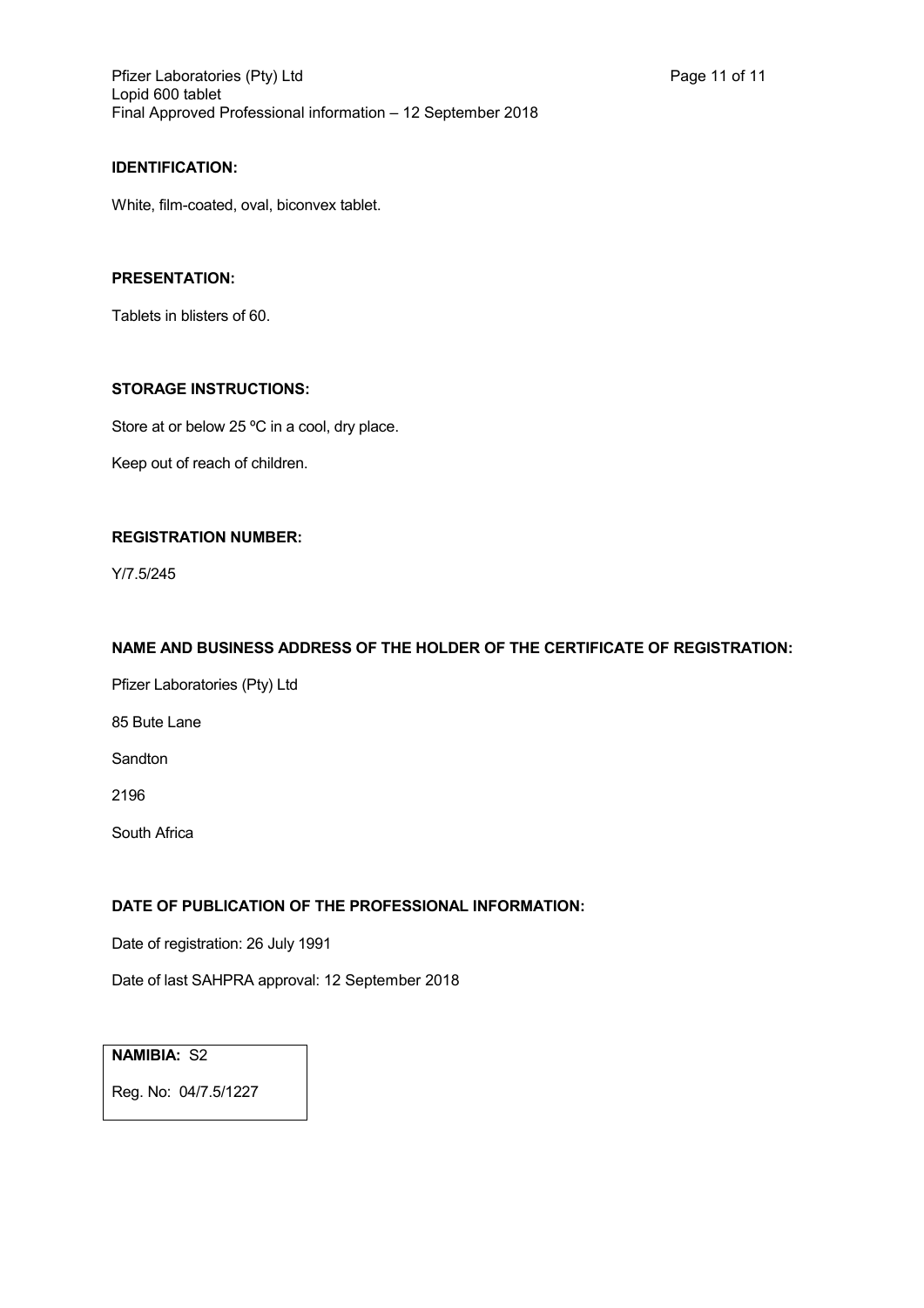**IDENTIFICATION:**

White, film-coated, oval, biconvex tablet.

**PRESENTATION:**

Tablets in blisters of 60.

**STORAGE INSTRUCTIONS:**

Store at or below 25 ºC in a cool, dry place.

Keep out of reach of children.

**REGISTRATION NUMBER:**

Y/7.5/245

**NAME AND BUSINESS ADDRESS OF THE HOLDER OF THE CERTIFICATE OF REGISTRATION:**

Pfizer Laboratories (Pty) Ltd

85 Bute Lane

Sandton

2196

South Africa

**DATE OF PUBLICATION OF THE PROFESSIONAL INFORMATION:**

Date of registration: 26 July 1991

Date of last SAHPRA approval: 12 September 2018

**NAMIBIA:** S2

Reg. No: 04/7.5/1227